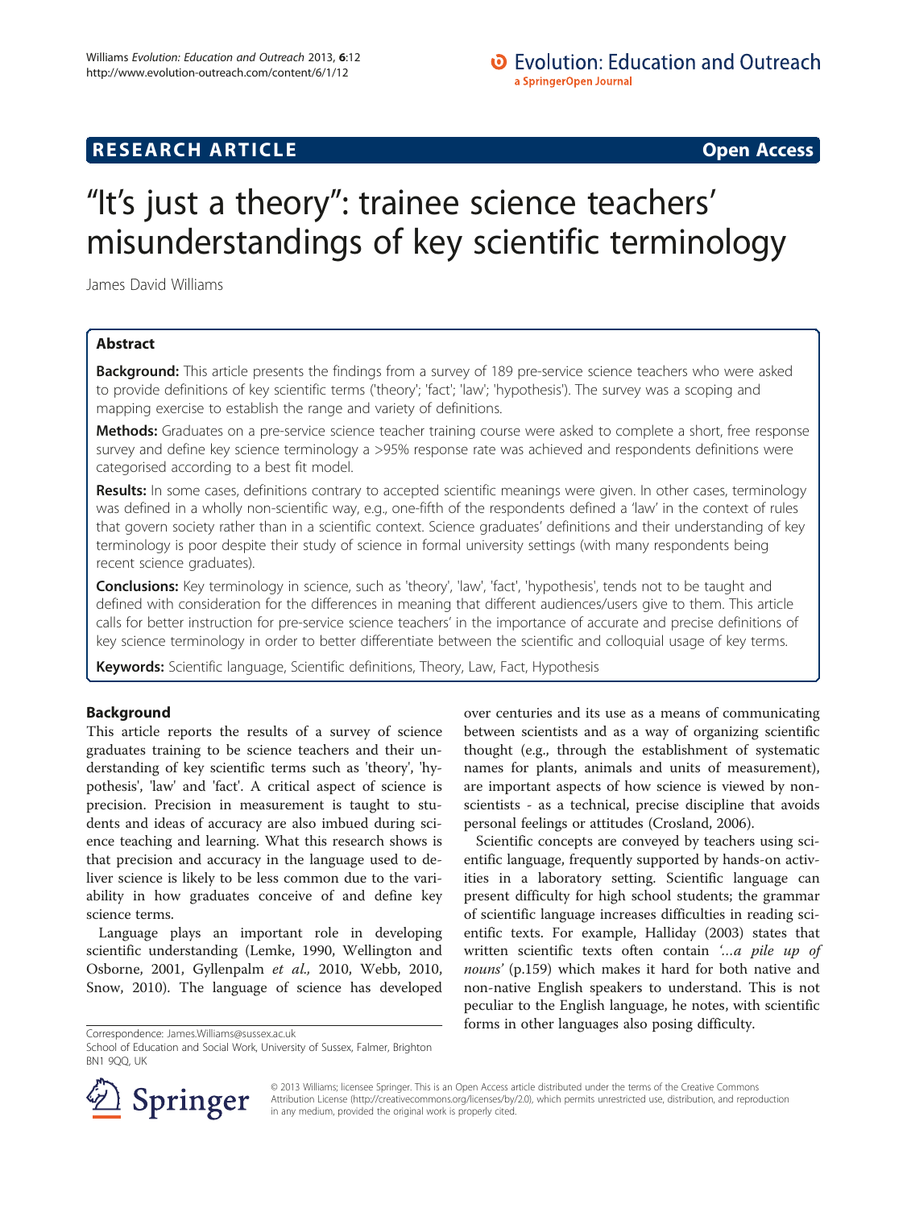RESEARCH ARTICLE

Open Access

# "It's just a theory": trainee science teachers' misunderstandings of key scientific terminology

James David Williams

## Abstract

**Background:** This article presents the findings from a survey of 189 pre-service science teachers who were asked to provide definitions of key scientific terms ('theory'; 'fact'; 'law'; 'hypothesis'). The survey was a scoping and mapping exercise to establish the range and variety of definitions.

**Methods:** Graduates on a pre-service science teacher training course were asked to complete a short, free response survey and define key science terminology a >95% response rate was achieved and respondents definitions were categorised according to a best fit model.

**Results:** In some cases, definitions contrary to accepted scientific meanings were given. In other cases, terminology was defined in a wholly non-scientific way, e.g., one-fifth of the respondents defined a 'law' in the context of rules that govern society rather than in a scientific context. Science graduates' definitions and their understanding of key terminology is poor despite their study of science in formal university settings (with many respondents being recent science graduates).

**Conclusions:** Key terminology in science, such as 'theory', 'law', 'fact', 'hypothesis', tends not to be taught and defined with consideration for the differences in meaning that different audiences/users give to them. This article calls for better instruction for pre-service science teachers' in the importance of accurate and precise definitions of key science terminology in order to better differentiate between the scientific and colloquial usage of key terms.

**Keywords:** Scientific language, Scientific definitions, Theory, Law, Fact, Hypothesis

## Background

This article reports the results of a survey of science graduates training to be science teachers and their understanding of key scientific terms such as 'theory', 'hypothesis', 'law' and 'fact'. A critical aspect of science is precision. Precision in measurement is taught to students and ideas of accuracy are also imbued during science teaching and learning. What this research shows is that precision and accuracy in the language used to deliver science is likely to be less common due to the variability in how graduates conceive of and define key science terms.

Language plays an important role in developing scientific understanding (Lemke, 1990, Wellington and Osborne, 2001, Gyllenpalm *et al.,* 2010, Webb, 2010, Snow, 2010). The language of science has developed over centuries and its use as a means of communicating between scientists and as a way of organizing scientific thought (e.g., through the establishment of systematic names for plants, animals and units of measurement), are important aspects of how science is viewed by non-scientists - as a technical, precise discipline that avoids personal feelings or attitudes (Crosland, 2006).

Scientific concepts are conveyed by teachers using scientific language, frequently supported by hands-on activities in a laboratory setting. Scientific language can present difficulty for high school students; the grammar of scientific language increases difficulties in reading scientific texts. For example, Halliday (2003) states that written scientific texts often contain *'...a pile up of nouns'* (p.159) which makes it hard for both native and non-native English speakers to understand. This is not peculiar to the English language, he notes, with scientific forms in other languages also posing difficulty.

Correspondence: James.Williams@sussex.ac.uk
School of Education and Social Work, University of Sussex, Falmer, Brighton BN1 9QQ, UK

© 2013 Williams; licensee Springer. This is an Open Access article distributed under the terms of the Creative Commons Attribution License (http://creativecommons.org/licenses/by/2.0), which permits unrestricted use, distribution, and reproduction in any medium, provided the original work is properly cited.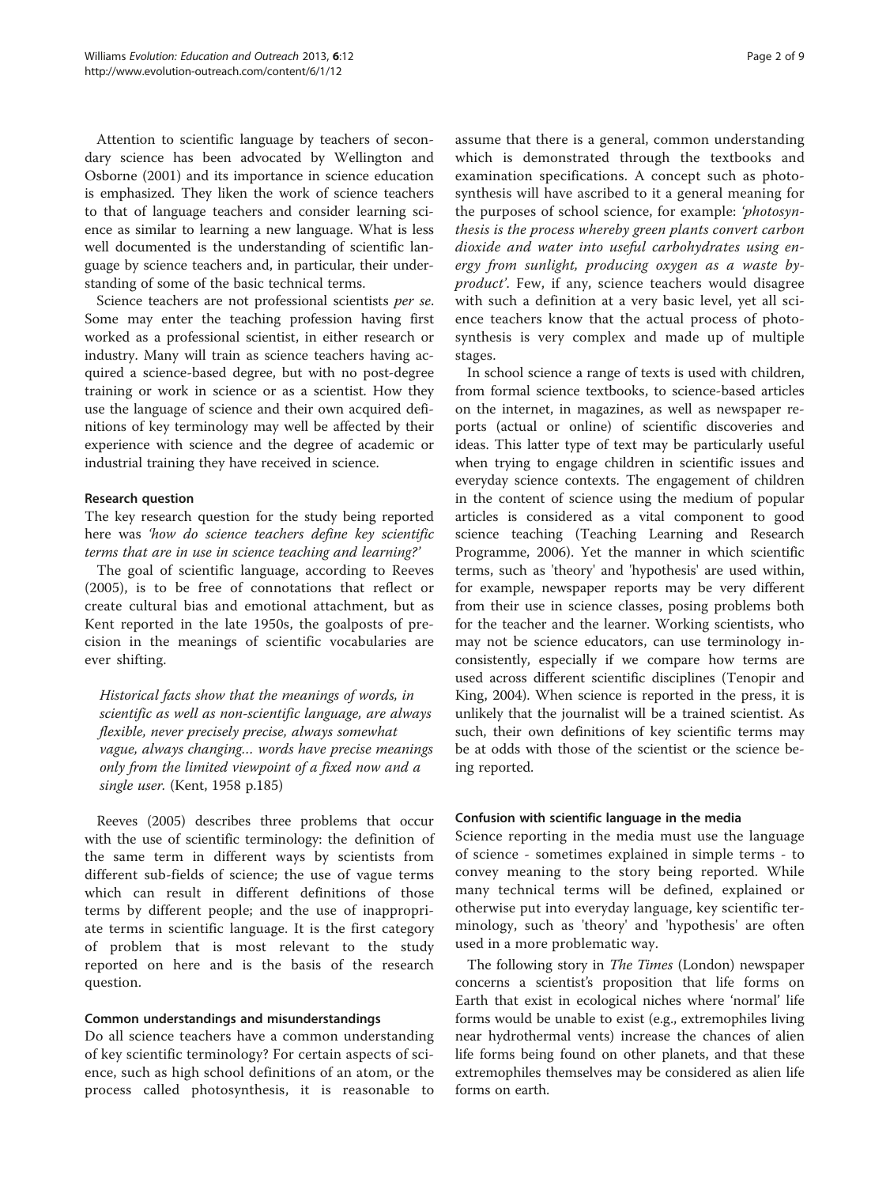Attention to scientific language by teachers of secondary science has been advocated by Wellington and Osborne (2001) and its importance in science education is emphasized. They liken the work of science teachers to that of language teachers and consider learning science as similar to learning a new language. What is less well documented is the understanding of scientific language by science teachers and, in particular, their understanding of some of the basic technical terms.

Science teachers are not professional scientists *per se*. Some may enter the teaching profession having first worked as a professional scientist, in either research or industry. Many will train as science teachers having acquired a science-based degree, but with no post-degree training or work in science or as a scientist. How they use the language of science and their own acquired definitions of key terminology may well be affected by their experience with science and the degree of academic or industrial training they have received in science.

### Research question

The key research question for the study being reported here was *'how do science teachers define key scientific terms that are in use in science teaching and learning?'*

The goal of scientific language, according to Reeves (2005), is to be free of connotations that reflect or create cultural bias and emotional attachment, but as Kent reported in the late 1950s, the goalposts of precision in the meanings of scientific vocabularies are ever shifting.

> *Historical facts show that the meanings of words, in scientific as well as non-scientific language, are always flexible, never precisely precise, always somewhat vague, always changing... words have precise meanings only from the limited viewpoint of a fixed now and a single user.* (Kent, 1958 p.185)

Reeves (2005) describes three problems that occur with the use of scientific terminology: the definition of the same term in different ways by scientists from different sub-fields of science; the use of vague terms which can result in different definitions of those terms by different people; and the use of inappropriate terms in scientific language. It is the first category of problem that is most relevant to the study reported on here and is the basis of the research question.

### Common understandings and misunderstandings

Do all science teachers have a common understanding of key scientific terminology? For certain aspects of science, such as high school definitions of an atom, or the process called photosynthesis, it is reasonable to assume that there is a general, common understanding which is demonstrated through the textbooks and examination specifications. A concept such as photosynthesis will have ascribed to it a general meaning for the purposes of school science, for example: *'photosynthesis is the process whereby green plants convert carbon dioxide and water into useful carbohydrates using energy from sunlight, producing oxygen as a waste by-product'*. Few, if any, science teachers would disagree with such a definition at a very basic level, yet all science teachers know that the actual process of photosynthesis is very complex and made up of multiple stages.

In school science a range of texts is used with children, from formal science textbooks, to science-based articles on the internet, in magazines, as well as newspaper reports (actual or online) of scientific discoveries and ideas. This latter type of text may be particularly useful when trying to engage children in scientific issues and everyday science contexts. The engagement of children in the content of science using the medium of popular articles is considered as a vital component to good science teaching (Teaching Learning and Research Programme, 2006). Yet the manner in which scientific terms, such as 'theory' and 'hypothesis' are used within, for example, newspaper reports may be very different from their use in science classes, posing problems both for the teacher and the learner. Working scientists, who may not be science educators, can use terminology inconsistently, especially if we compare how terms are used across different scientific disciplines (Tenopir and King, 2004). When science is reported in the press, it is unlikely that the journalist will be a trained scientist. As such, their own definitions of key scientific terms may be at odds with those of the scientist or the science being reported.

### Confusion with scientific language in the media

Science reporting in the media must use the language of science - sometimes explained in simple terms - to convey meaning to the story being reported. While many technical terms will be defined, explained or otherwise put into everyday language, key scientific terminology, such as 'theory' and 'hypothesis' are often used in a more problematic way.

The following story in *The Times* (London) newspaper concerns a scientist's proposition that life forms on Earth that exist in ecological niches where 'normal' life forms would be unable to exist (e.g., extremophiles living near hydrothermal vents) increase the chances of alien life forms being found on other planets, and that these extremophiles themselves may be considered as alien life forms on earth.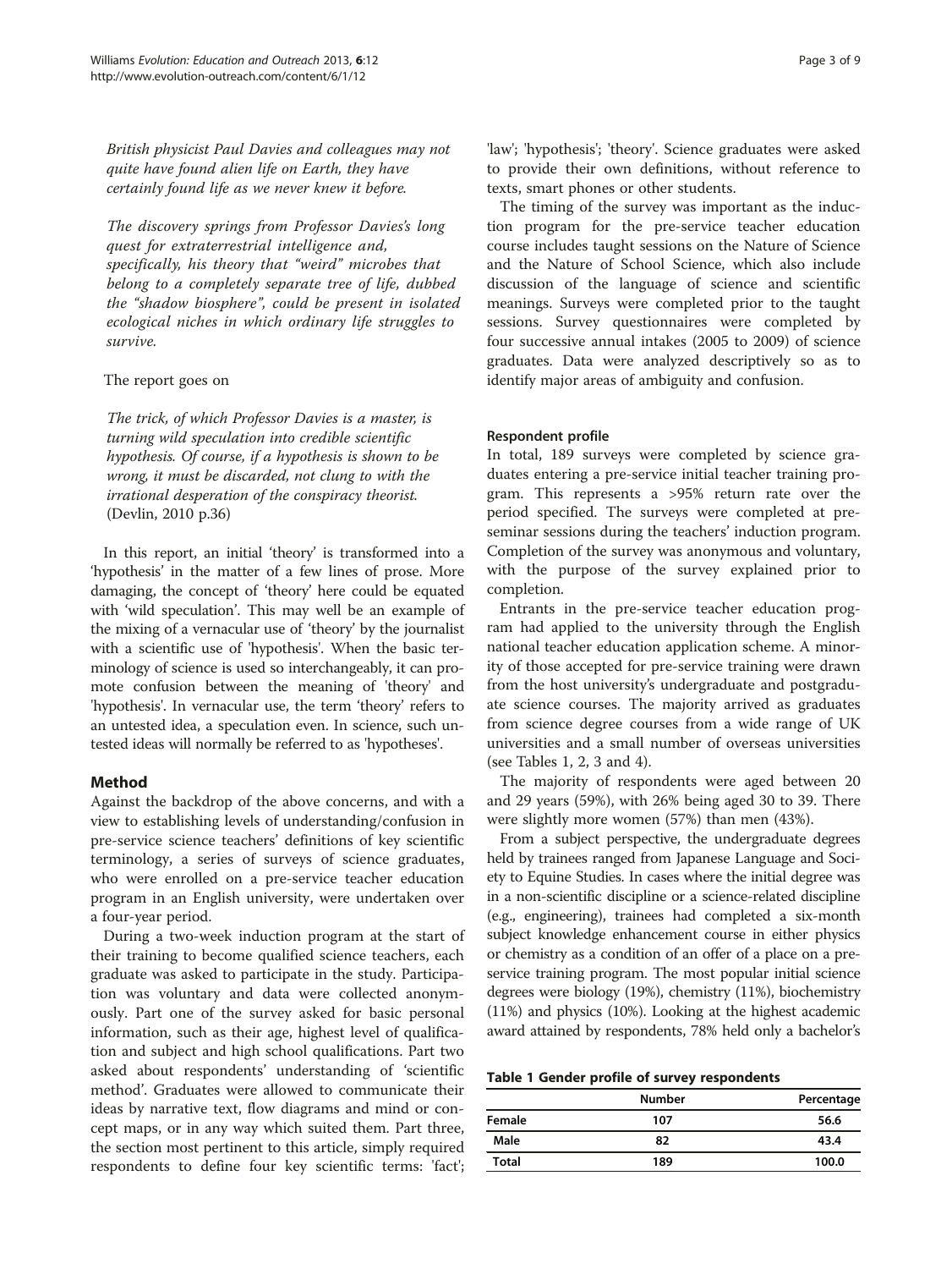*British physicist Paul Davies and colleagues may not quite have found alien life on Earth, they have certainly found life as we never knew it before.*

*The discovery springs from Professor Davies's long quest for extraterrestrial intelligence and, specifically, his theory that "weird" microbes that belong to a completely separate tree of life, dubbed the "shadow biosphere", could be present in isolated ecological niches in which ordinary life struggles to survive.*

The report goes on

*The trick, of which Professor Davies is a master, is turning wild speculation into credible scientific hypothesis. Of course, if a hypothesis is shown to be wrong, it must be discarded, not clung to with the irrational desperation of the conspiracy theorist.* (Devlin, 2010 p.36)

In this report, an initial 'theory' is transformed into a 'hypothesis' in the matter of a few lines of prose. More damaging, the concept of 'theory' here could be equated with 'wild speculation'. This may well be an example of the mixing of a vernacular use of 'theory' by the journalist with a scientific use of 'hypothesis'. When the basic terminology of science is used so interchangeably, it can promote confusion between the meaning of 'theory' and 'hypothesis'. In vernacular use, the term 'theory' refers to an untested idea, a speculation even. In science, such untested ideas will normally be referred to as 'hypotheses'.

## Method

Against the backdrop of the above concerns, and with a view to establishing levels of understanding/confusion in pre-service science teachers' definitions of key scientific terminology, a series of surveys of science graduates, who were enrolled on a pre-service teacher education program in an English university, were undertaken over a four-year period.

During a two-week induction program at the start of their training to become qualified science teachers, each graduate was asked to participate in the study. Participation was voluntary and data were collected anonymously. Part one of the survey asked for basic personal information, such as their age, highest level of qualification and subject and high school qualifications. Part two asked about respondents' understanding of 'scientific method'. Graduates were allowed to communicate their ideas by narrative text, flow diagrams and mind or concept maps, or in any way which suited them. Part three, the section most pertinent to this article, simply required respondents to define four key scientific terms: 'fact'; 'law'; 'hypothesis'; 'theory'. Science graduates were asked to provide their own definitions, without reference to texts, smart phones or other students.

The timing of the survey was important as the induction program for the pre-service teacher education course includes taught sessions on the Nature of Science and the Nature of School Science, which also include discussion of the language of science and scientific meanings. Surveys were completed prior to the taught sessions. Survey questionnaires were completed by four successive annual intakes (2005 to 2009) of science graduates. Data were analyzed descriptively so as to identify major areas of ambiguity and confusion.

### Respondent profile

In total, 189 surveys were completed by science graduates entering a pre-service initial teacher training program. This represents a >95% return rate over the period specified. The surveys were completed at pre-seminar sessions during the teachers' induction program. Completion of the survey was anonymous and voluntary, with the purpose of the survey explained prior to completion.

Entrants in the pre-service teacher education program had applied to the university through the English national teacher education application scheme. A minority of those accepted for pre-service training were drawn from the host university's undergraduate and postgraduate science courses. The majority arrived as graduates from science degree courses from a wide range of UK universities and a small number of overseas universities (see Tables 1, 2, 3 and 4).

The majority of respondents were aged between 20 and 29 years (59%), with 26% being aged 30 to 39. There were slightly more women (57%) than men (43%).

From a subject perspective, the undergraduate degrees held by trainees ranged from Japanese Language and Society to Equine Studies. In cases where the initial degree was in a non-scientific discipline or a science-related discipline (e.g., engineering), trainees had completed a six-month subject knowledge enhancement course in either physics or chemistry as a condition of an offer of a place on a pre-service training program. The most popular initial science degrees were biology (19%), chemistry (11%), biochemistry (11%) and physics (10%). Looking at the highest academic award attained by respondents, 78% held only a bachelor's

**Table 1 Gender profile of survey respondents**

| | Number | Percentage |
|---|---|---|
| **Female** | 107 | 56.6 |
| **Male** | 82 | 43.4 |
| **Total** | 189 | 100.0 |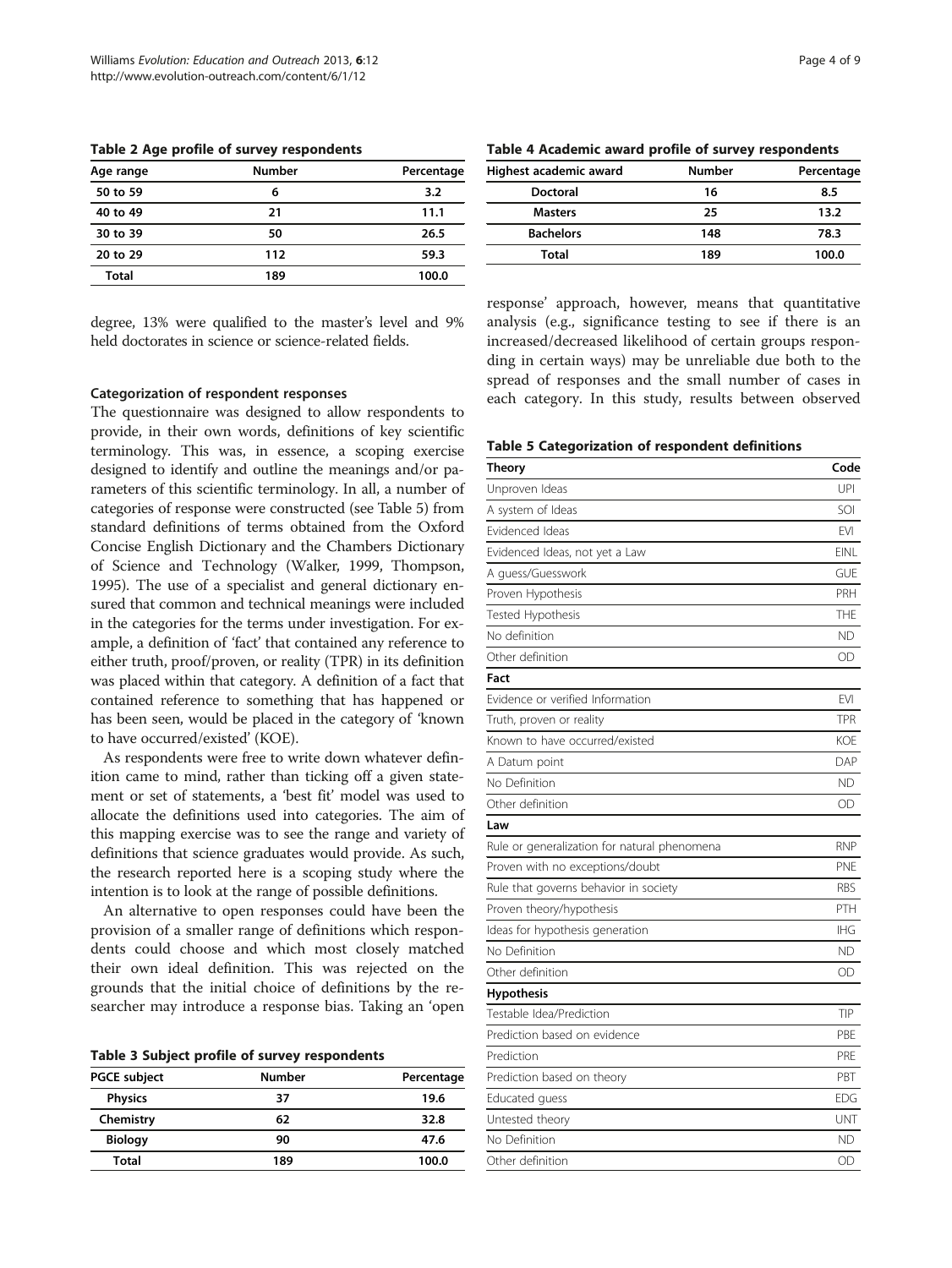**Table 2 Age profile of survey respondents**

| Age range | Number | Percentage |
|---|---|---|
| 50 to 59 | 6 | 3.2 |
| 40 to 49 | 21 | 11.1 |
| 30 to 39 | 50 | 26.5 |
| 20 to 29 | 112 | 59.3 |
| Total | 189 | 100.0 |

degree, 13% were qualified to the master's level and 9% held doctorates in science or science-related fields.

### Categorization of respondent responses

The questionnaire was designed to allow respondents to provide, in their own words, definitions of key scientific terminology. This was, in essence, a scoping exercise designed to identify and outline the meanings and/or parameters of this scientific terminology. In all, a number of categories of response were constructed (see Table 5) from standard definitions of terms obtained from the Oxford Concise English Dictionary and the Chambers Dictionary of Science and Technology (Walker, 1999, Thompson, 1995). The use of a specialist and general dictionary ensured that common and technical meanings were included in the categories for the terms under investigation. For example, a definition of 'fact' that contained any reference to either truth, proof/proven, or reality (TPR) in its definition was placed within that category. A definition of a fact that contained reference to something that has happened or has been seen, would be placed in the category of 'known to have occurred/existed' (KOE).

As respondents were free to write down whatever definition came to mind, rather than ticking off a given statement or set of statements, a 'best fit' model was used to allocate the definitions used into categories. The aim of this mapping exercise was to see the range and variety of definitions that science graduates would provide. As such, the research reported here is a scoping study where the intention is to look at the range of possible definitions.

An alternative to open responses could have been the provision of a smaller range of definitions which respondents could choose and which most closely matched their own ideal definition. This was rejected on the grounds that the initial choice of definitions by the researcher may introduce a response bias. Taking an 'open response' approach, however, means that quantitative analysis (e.g., significance testing to see if there is an increased/decreased likelihood of certain groups responding in certain ways) may be unreliable due both to the spread of responses and the small number of cases in each category. In this study, results between observed

**Table 3 Subject profile of survey respondents**

| PGCE subject | Number | Percentage |
|---|---|---|
| Physics | 37 | 19.6 |
| Chemistry | 62 | 32.8 |
| Biology | 90 | 47.6 |
| Total | 189 | 100.0 |

**Table 4 Academic award profile of survey respondents**

| Highest academic award | Number | Percentage |
|---|---|---|
| Doctoral | 16 | 8.5 |
| Masters | 25 | 13.2 |
| Bachelors | 148 | 78.3 |
| Total | 189 | 100.0 |

**Table 5 Categorization of respondent definitions**

| Theory | Code |
|---|---|
| Unproven Ideas | UPI |
| A system of Ideas | SOI |
| Evidenced Ideas | EVI |
| Evidenced Ideas, not yet a Law | EINL |
| A guess/Guesswork | GUE |
| Proven Hypothesis | PRH |
| Tested Hypothesis | THE |
| No definition | ND |
| Other definition | OD |
| **Fact** | |
| Evidence or verified Information | EVI |
| Truth, proven or reality | TPR |
| Known to have occurred/existed | KOE |
| A Datum point | DAP |
| No Definition | ND |
| Other definition | OD |
| **Law** | |
| Rule or generalization for natural phenomena | RNP |
| Proven with no exceptions/doubt | PNE |
| Rule that governs behavior in society | RBS |
| Proven theory/hypothesis | PTH |
| Ideas for hypothesis generation | IHG |
| No Definition | ND |
| Other definition | OD |
| **Hypothesis** | |
| Testable Idea/Prediction | TIP |
| Prediction based on evidence | PBE |
| Prediction | PRE |
| Prediction based on theory | PBT |
| Educated guess | EDG |
| Untested theory | UNT |
| No Definition | ND |
| Other definition | OD |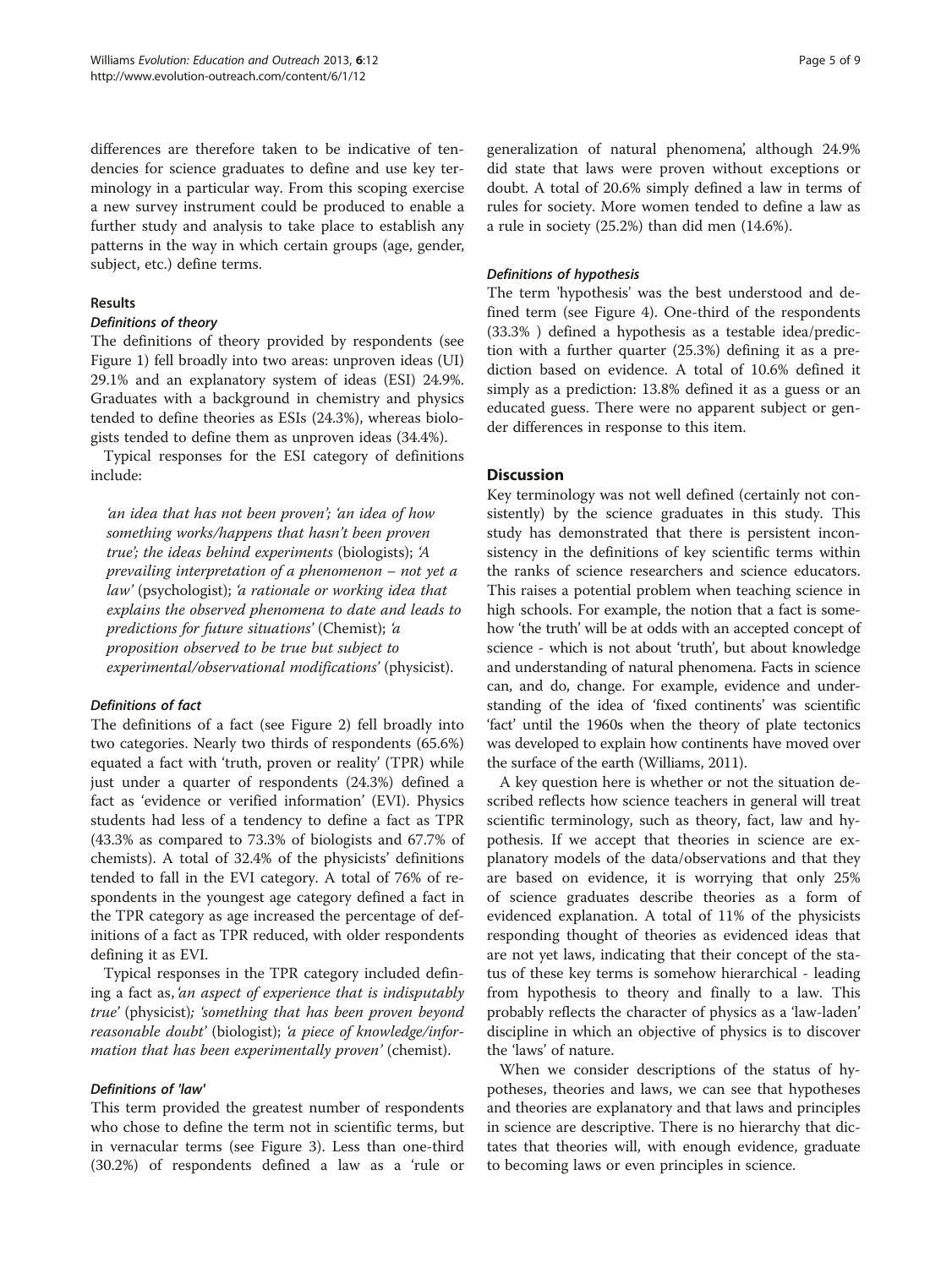differences are therefore taken to be indicative of tendencies for science graduates to define and use key terminology in a particular way. From this scoping exercise a new survey instrument could be produced to enable a further study and analysis to take place to establish any patterns in the way in which certain groups (age, gender, subject, etc.) define terms.

## Results

### Definitions of theory

The definitions of theory provided by respondents (see Figure 1) fell broadly into two areas: unproven ideas (UI) 29.1% and an explanatory system of ideas (ESI) 24.9%. Graduates with a background in chemistry and physics tended to define theories as ESIs (24.3%), whereas biologists tended to define them as unproven ideas (34.4%).

Typical responses for the ESI category of definitions include:

> *'an idea that has not been proven'; 'an idea of how something works/happens that hasn't been proven true'; the ideas behind experiments* (biologists); *'A prevailing interpretation of a phenomenon – not yet a law'* (psychologist); *'a rationale or working idea that explains the observed phenomena to date and leads to predictions for future situations'* (Chemist); *'a proposition observed to be true but subject to experimental/observational modifications'* (physicist).

### Definitions of fact

The definitions of a fact (see Figure 2) fell broadly into two categories. Nearly two thirds of respondents (65.6%) equated a fact with 'truth, proven or reality' (TPR) while just under a quarter of respondents (24.3%) defined a fact as 'evidence or verified information' (EVI). Physics students had less of a tendency to define a fact as TPR (43.3% as compared to 73.3% of biologists and 67.7% of chemists). A total of 32.4% of the physicists' definitions tended to fall in the EVI category. A total of 76% of respondents in the youngest age category defined a fact in the TPR category as age increased the percentage of definitions of a fact as TPR reduced, with older respondents defining it as EVI.

Typical responses in the TPR category included defining a fact as, *'an aspect of experience that is indisputably true'* (physicist); *'something that has been proven beyond reasonable doubt'* (biologist); *'a piece of knowledge/information that has been experimentally proven'* (chemist).

### Definitions of 'law'

This term provided the greatest number of respondents who chose to define the term not in scientific terms, but in vernacular terms (see Figure 3). Less than one-third (30.2%) of respondents defined a law as a 'rule or generalization of natural phenomena', although 24.9% did state that laws were proven without exceptions or doubt. A total of 20.6% simply defined a law in terms of rules for society. More women tended to define a law as a rule in society (25.2%) than did men (14.6%).

### Definitions of hypothesis

The term 'hypothesis' was the best understood and defined term (see Figure 4). One-third of the respondents (33.3% ) defined a hypothesis as a testable idea/prediction with a further quarter (25.3%) defining it as a prediction based on evidence. A total of 10.6% defined it simply as a prediction: 13.8% defined it as a guess or an educated guess. There were no apparent subject or gender differences in response to this item.

## Discussion

Key terminology was not well defined (certainly not consistently) by the science graduates in this study. This study has demonstrated that there is persistent inconsistency in the definitions of key scientific terms within the ranks of science researchers and science educators. This raises a potential problem when teaching science in high schools. For example, the notion that a fact is somehow 'the truth' will be at odds with an accepted concept of science - which is not about 'truth', but about knowledge and understanding of natural phenomena. Facts in science can, and do, change. For example, evidence and understanding of the idea of 'fixed continents' was scientific 'fact' until the 1960s when the theory of plate tectonics was developed to explain how continents have moved over the surface of the earth (Williams, 2011).

A key question here is whether or not the situation described reflects how science teachers in general will treat scientific terminology, such as theory, fact, law and hypothesis. If we accept that theories in science are explanatory models of the data/observations and that they are based on evidence, it is worrying that only 25% of science graduates describe theories as a form of evidenced explanation. A total of 11% of the physicists responding thought of theories as evidenced ideas that are not yet laws, indicating that their concept of the status of these key terms is somehow hierarchical - leading from hypothesis to theory and finally to a law. This probably reflects the character of physics as a 'law-laden' discipline in which an objective of physics is to discover the 'laws' of nature.

When we consider descriptions of the status of hypotheses, theories and laws, we can see that hypotheses and theories are explanatory and that laws and principles in science are descriptive. There is no hierarchy that dictates that theories will, with enough evidence, graduate to becoming laws or even principles in science.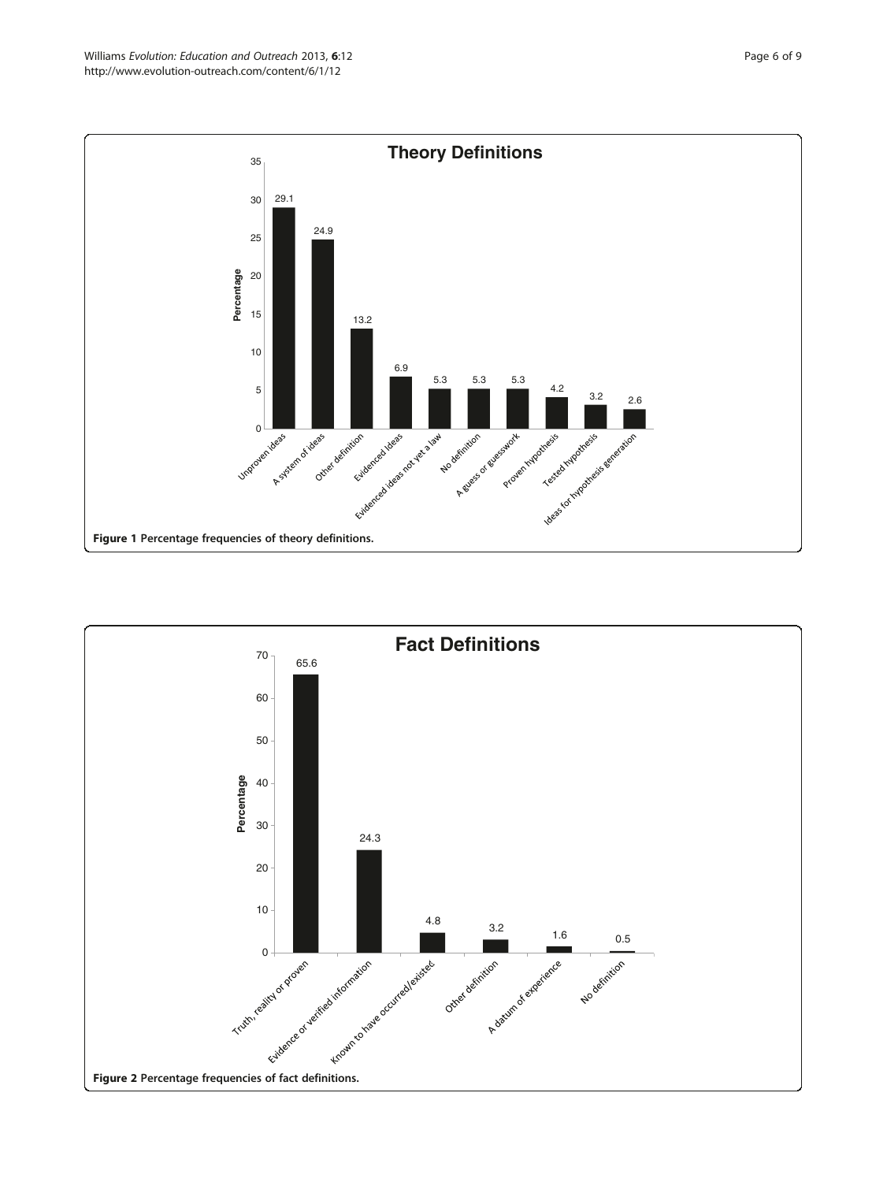**Theory Definitions**

| Definition | Percentage |
| --- | --- |
| Unproven ideas | 29.1 |
| A system of ideas | 24.9 |
| Other definition | 13.2 |
| Evidenced ideas | 6.9 |
| Evidenced ideas not yet a law | 5.3 |
| No definition | 5.3 |
| A guess or guesswork | 5.3 |
| Proven hypothesis | 4.2 |
| Tested hypothesis | 3.2 |
| Ideas for hypothesis generation | 2.6 |

**Figure 1 Percentage frequencies of theory definitions.**

**Fact Definitions**

| Definition | Percentage |
| --- | --- |
| Truth, reality or proven | 65.6 |
| Evidence or verified information | 24.3 |
| Known to have occurred/existed | 4.8 |
| Other definition | 3.2 |
| A datum of experience | 1.6 |
| No definition | 0.5 |

**Figure 2 Percentage frequencies of fact definitions.**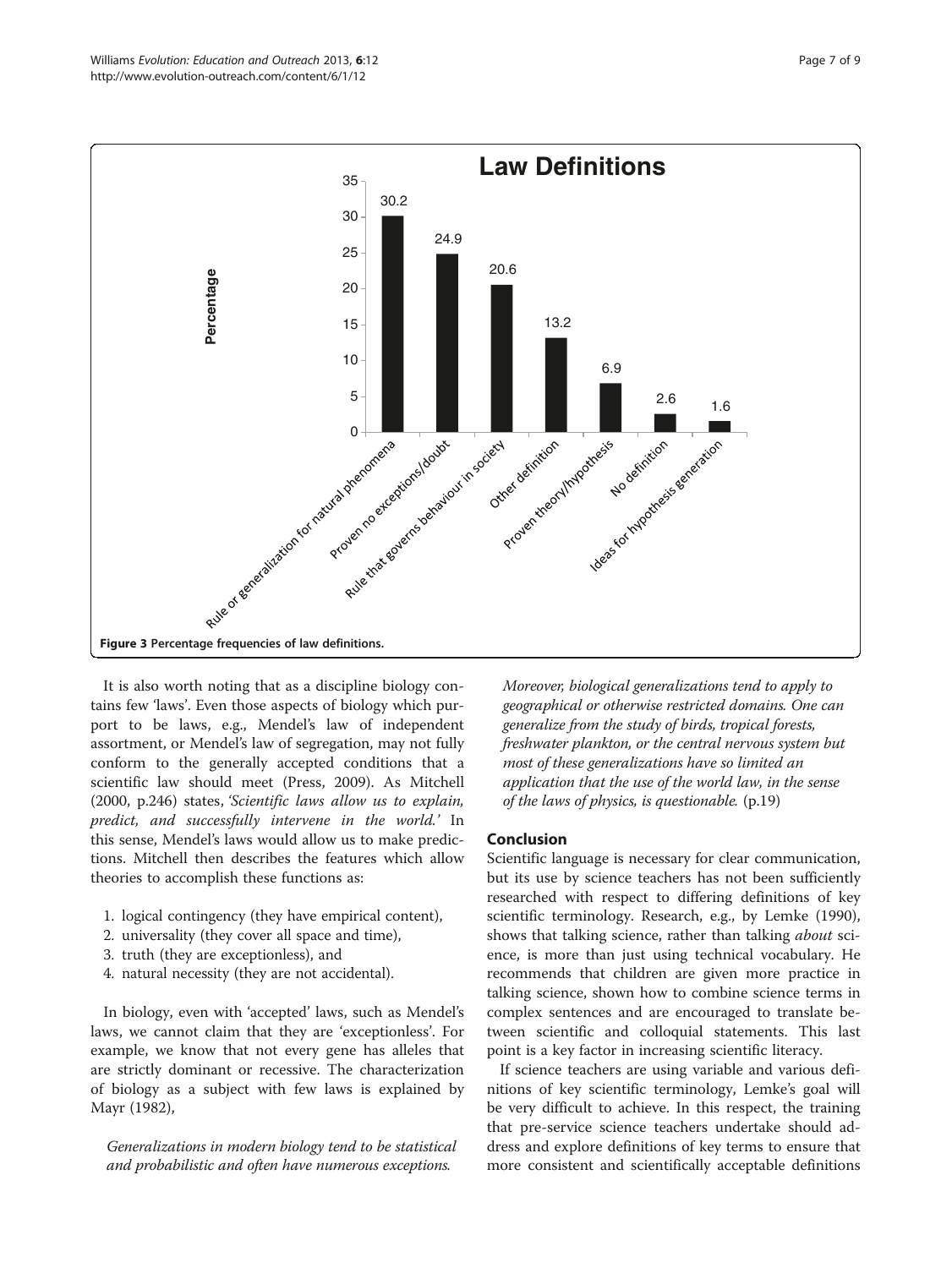Law Definitions

| Category | Percentage |
|---|---|
| Rule or generalization for natural phenomena | 30.2 |
| Proven no exceptions/doubt | 24.9 |
| Rule that governs behaviour in society | 20.6 |
| Other definition | 13.2 |
| Proven theory/hypothesis | 6.9 |
| No definition | 2.6 |
| Ideas for hypothesis generation | 1.6 |

**Figure 3 Percentage frequencies of law definitions.**

It is also worth noting that as a discipline biology contains few 'laws'. Even those aspects of biology which purport to be laws, e.g., Mendel's law of independent assortment, or Mendel's law of segregation, may not fully conform to the generally accepted conditions that a scientific law should meet (Press, 2009). As Mitchell (2000, p.246) states, *'Scientific laws allow us to explain, predict, and successfully intervene in the world.'* In this sense, Mendel's laws would allow us to make predictions. Mitchell then describes the features which allow theories to accomplish these functions as:

1. logical contingency (they have empirical content),
2. universality (they cover all space and time),
3. truth (they are exceptionless), and
4. natural necessity (they are not accidental).

In biology, even with 'accepted' laws, such as Mendel's laws, we cannot claim that they are 'exceptionless'. For example, we know that not every gene has alleles that are strictly dominant or recessive. The characterization of biology as a subject with few laws is explained by Mayr (1982),

> *Generalizations in modern biology tend to be statistical and probabilistic and often have numerous exceptions. Moreover, biological generalizations tend to apply to geographical or otherwise restricted domains. One can generalize from the study of birds, tropical forests, freshwater plankton, or the central nervous system but most of these generalizations have so limited an application that the use of the world law, in the sense of the laws of physics, is questionable.* (p.19)

## Conclusion

Scientific language is necessary for clear communication, but its use by science teachers has not been sufficiently researched with respect to differing definitions of key scientific terminology. Research, e.g., by Lemke (1990), shows that talking science, rather than talking *about* science, is more than just using technical vocabulary. He recommends that children are given more practice in talking science, shown how to combine science terms in complex sentences and are encouraged to translate between scientific and colloquial statements. This last point is a key factor in increasing scientific literacy.

If science teachers are using variable and various definitions of key scientific terminology, Lemke's goal will be very difficult to achieve. In this respect, the training that pre-service science teachers undertake should address and explore definitions of key terms to ensure that more consistent and scientifically acceptable definitions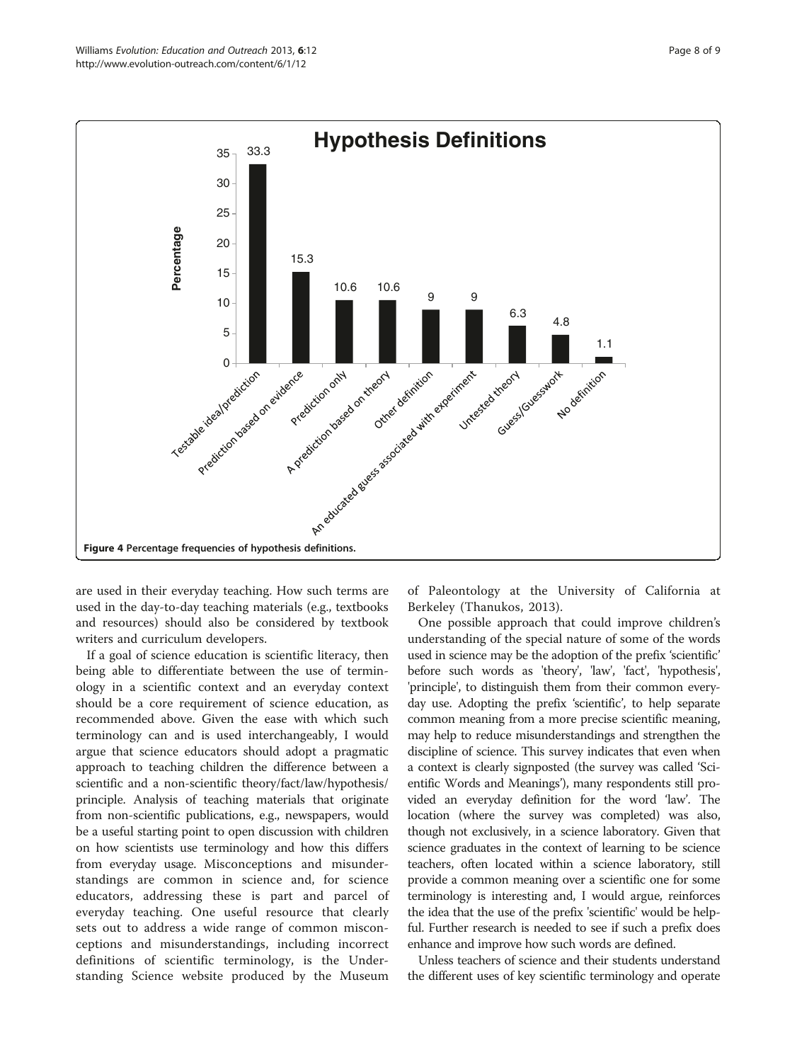Figure 4 Percentage frequencies of hypothesis definitions.

are used in their everyday teaching. How such terms are used in the day-to-day teaching materials (e.g., textbooks and resources) should also be considered by textbook writers and curriculum developers.

If a goal of science education is scientific literacy, then being able to differentiate between the use of terminology in a scientific context and an everyday context should be a core requirement of science education, as recommended above. Given the ease with which such terminology can and is used interchangeably, I would argue that science educators should adopt a pragmatic approach to teaching children the difference between a scientific and a non-scientific theory/fact/law/hypothesis/principle. Analysis of teaching materials that originate from non-scientific publications, e.g., newspapers, would be a useful starting point to open discussion with children on how scientists use terminology and how this differs from everyday usage. Misconceptions and misunderstandings are common in science and, for science educators, addressing these is part and parcel of everyday teaching. One useful resource that clearly sets out to address a wide range of common misconceptions and misunderstandings, including incorrect definitions of scientific terminology, is the Understanding Science website produced by the Museum of Paleontology at the University of California at Berkeley (Thanukos, 2013).

One possible approach that could improve children's understanding of the special nature of some of the words used in science may be the adoption of the prefix 'scientific' before such words as 'theory', 'law', 'fact', 'hypothesis', 'principle', to distinguish them from their common everyday use. Adopting the prefix 'scientific', to help separate common meaning from a more precise scientific meaning, may help to reduce misunderstandings and strengthen the discipline of science. This survey indicates that even when a context is clearly signposted (the survey was called 'Scientific Words and Meanings'), many respondents still provided an everyday definition for the word 'law'. The location (where the survey was completed) was also, though not exclusively, in a science laboratory. Given that science graduates in the context of learning to be science teachers, often located within a science laboratory, still provide a common meaning over a scientific one for some terminology is interesting and, I would argue, reinforces the idea that the use of the prefix 'scientific' would be helpful. Further research is needed to see if such a prefix does enhance and improve how such words are defined.

Unless teachers of science and their students understand the different uses of key scientific terminology and operate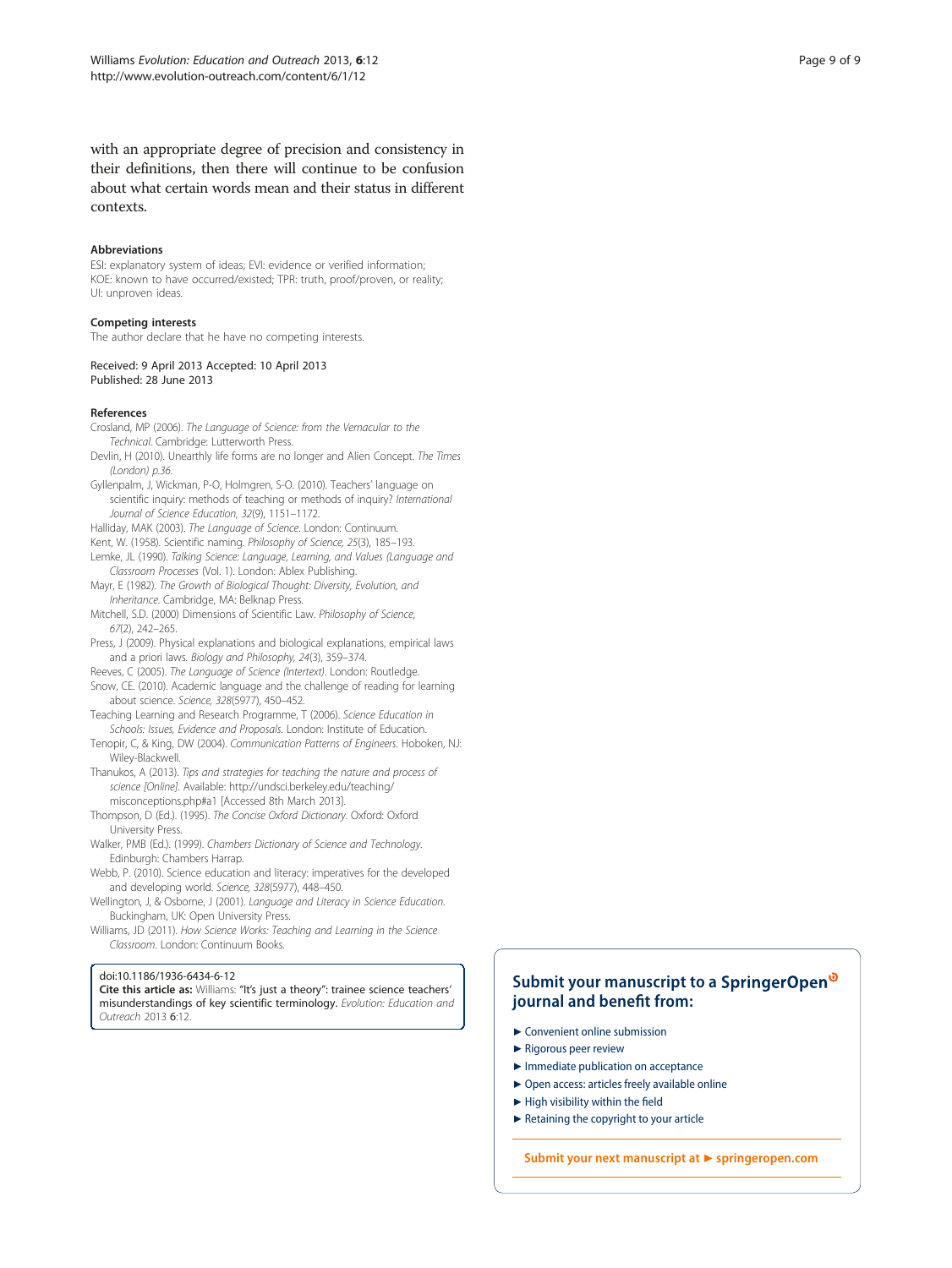with an appropriate degree of precision and consistency in their definitions, then there will continue to be confusion about what certain words mean and their status in different contexts.

### Abbreviations

ESI: explanatory system of ideas; EVI: evidence or verified information; KOE: known to have occurred/existed; TPR: truth, proof/proven, or reality; UI: unproven ideas.

### Competing interests

The author declare that he have no competing interests.

Received: 9 April 2013 Accepted: 10 April 2013
Published: 28 June 2013

### References

Crosland, MP (2006). *The Language of Science: from the Vernacular to the Technical*. Cambridge: Lutterworth Press.

Devlin, H (2010). Unearthly life forms are no longer and Alien Concept. *The Times (London) p.36*.

Gyllenpalm, J, Wickman, P-O, Holmgren, S-O. (2010). Teachers' language on scientific inquiry: methods of teaching or methods of inquiry? *International Journal of Science Education, 32*(9), 1151–1172.

Halliday, MAK (2003). *The Language of Science*. London: Continuum.

Kent, W. (1958). Scientific naming. *Philosophy of Science, 25*(3), 185–193.

Lemke, JL (1990). *Talking Science: Language, Learning, and Values (Language and Classroom Processes* (Vol. 1). London: Ablex Publishing.

Mayr, E (1982). *The Growth of Biological Thought: Diversity, Evolution, and Inheritance*. Cambridge, MA: Belknap Press.

Mitchell, S.D. (2000) Dimensions of Scientific Law. *Philosophy of Science, 67*(2), 242–265.

Press, J (2009). Physical explanations and biological explanations, empirical laws and a priori laws. *Biology and Philosophy, 24*(3), 359–374.

Reeves, C (2005). *The Language of Science (Intertext)*. London: Routledge.

Snow, CE. (2010). Academic language and the challenge of reading for learning about science. *Science, 328*(5977), 450–452.

Teaching Learning and Research Programme, T (2006). *Science Education in Schools: Issues, Evidence and Proposals*. London: Institute of Education.

Tenopir, C, & King, DW (2004). *Communication Patterns of Engineers*. Hoboken, NJ: Wiley-Blackwell.

Thanukos, A (2013). *Tips and strategies for teaching the nature and process of science [Online]*. Available: http://undsci.berkeley.edu/teaching/misconceptions.php#a1 [Accessed 8th March 2013].

Thompson, D (Ed.). (1995). *The Concise Oxford Dictionary*. Oxford: Oxford University Press.

Walker, PMB (Ed.). (1999). *Chambers Dictionary of Science and Technology*. Edinburgh: Chambers Harrap.

Webb, P. (2010). Science education and literacy: imperatives for the developed and developing world. *Science, 328*(5977), 448–450.

Wellington, J, & Osborne, J (2001). *Language and Literacy in Science Education*. Buckingham, UK: Open University Press.

Williams, JD (2011). *How Science Works: Teaching and Learning in the Science Classroom*. London: Continuum Books.

doi:10.1186/1936-6434-6-12
**Cite this article as:** Williams: "It's just a theory": trainee science teachers' misunderstandings of key scientific terminology. *Evolution: Education and Outreach* 2013 **6**:12.

**Submit your manuscript to a SpringerOpen journal and benefit from:**

- ► Convenient online submission
- ► Rigorous peer review
- ► Immediate publication on acceptance
- ► Open access: articles freely available online
- ► High visibility within the field
- ► Retaining the copyright to your article

**Submit your next manuscript at ► springeropen.com**